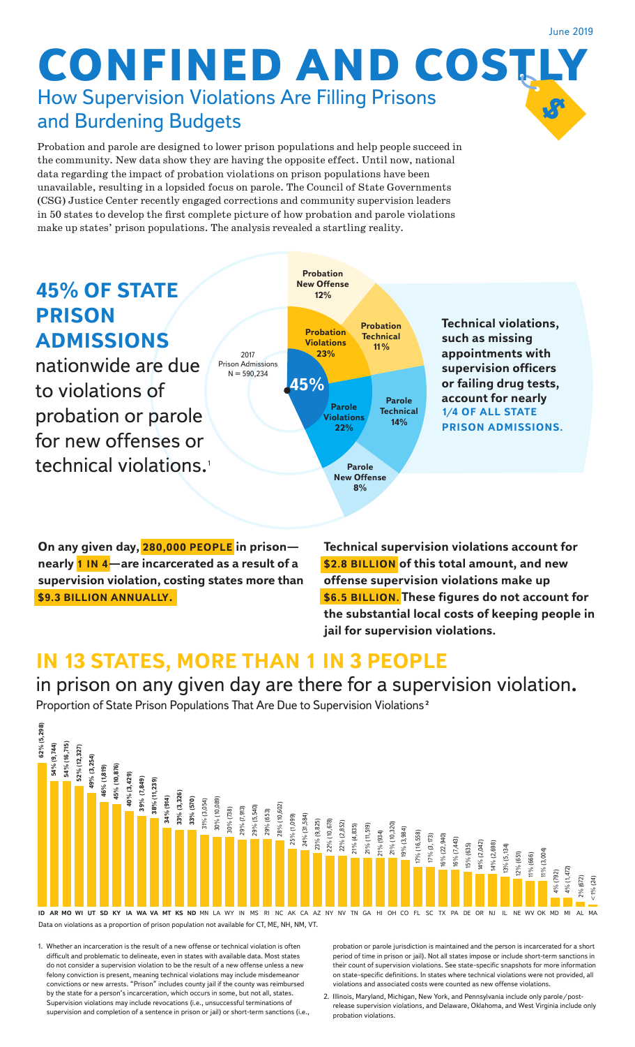June 2019

# CONFINED AND COSTLY

## How Supervision Violations Are Filling Prisons and Burdening Budgets

Probation and parole are designed to lower prison populations and help people succeed in the community. New data show they are having the opposite effect. Until now, national data regarding the impact of probation violations on prison populations have been unavailable, resulting in a lopsided focus on parole. The Council of State Governments (CSG) Justice Center recently engaged corrections and community supervision leaders in 50 states to develop the first complete picture of how probation and parole violations make up states' prison populations. The analysis revealed a startling reality.

**45% OF STATE PRISON ADMISSIONS** nationwide are due to violations of probation or parole for new offenses or technical violations.[1]

2017 Prison Admissions N = 590,234

- **45%**
  - **Probation Violations 23%**
    - Probation New Offense 12%
    - Probation Technical 11%
  - **Parole Violations 22%**
    - Parole Technical 14%
    - Parole New Offense 8%

**Technical violations, such as missing appointments with supervision officers or failing drug tests, account for nearly 1/4 OF ALL STATE PRISON ADMISSIONS.**

**On any given day, 280,000 PEOPLE in prison—nearly 1 IN 4—are incarcerated as a result of a supervision violation, costing states more than $9.3 BILLION ANNUALLY.**

**Technical supervision violations account for $2.8 BILLION of this total amount, and new offense supervision violations make up $6.5 BILLION. These figures do not account for the substantial local costs of keeping people in jail for supervision violations.**

## IN 13 STATES, MORE THAN 1 IN 3 PEOPLE

in prison on any given day are there for a supervision violation.

Proportion of State Prison Populations That Are Due to Supervision Violations[2]

| State | Proportion (Number) |
|---|---|
| ID | 62% (5,298) |
| AR | 54% (9,744) |
| MO | 54% (16,715) |
| WI | 52% (12,327) |
| UT | 49% (3,254) |
| SD | 46% (1,819) |
| KY | 45% (10,876) |
| IA | 40% (3,429) |
| WA | 39% (7,849) |
| VA | 38% (11,239) |
| MT | 34% (914) |
| KS | 33% (3,326) |
| ND | 33% (570) |
| MN | 31% (3,054) |
| LA | 30% (10,089) |
| WY | 30% (738) |
| IN | 29% (7,913) |
| MS | 29% (5,540) |
| RI | 29% (653) |
| NC | 28% (10,602) |
| AK | 25% (1,099) |
| CA | 24% (31,584) |
| AZ | 23% (9,825) |
| NY | 22% (10,678) |
| NV | 22% (2,852) |
| TN | 21% (4,835) |
| GA | 21% (11,519) |
| HI | 21% (934) |
| OH | 21% (10,320) |
| CO | 19% (3,984) |
| FL | 17% (16,558) |
| SC | 17% (3,173) |
| TX | 16% (22,940) |
| PA | 16% (7,443) |
| DE | 15% (635) |
| OR | 14% (2,042) |
| NJ | 14% (2,698) |
| IL | 13% (5,134) |
| NE | 12% (651) |
| WV | 11% (666) |
| OK | 11% (3,004) |
| MD | 4% (792) |
| MI | 4% (1,472) |
| AL | 2% (672) |
| MA | < 1% (24) |

Data on violations as a proportion of prison population not available for CT, ME, NH, NM, VT.

1. Whether an incarceration is the result of a new offense or technical violation is often difficult and problematic to delineate, even in states with available data. Most states do not consider a supervision violation to be the result of a new offense unless a new felony conviction is present, meaning technical violations may include misdemeanor convictions or new arrests. "Prison" includes county jail if the county was reimbursed by the state for a person's incarceration, which occurs in some, but not all, states. Supervision violations may include revocations (i.e., unsuccessful terminations of supervision and completion of a sentence in prison or jail) or short-term sanctions (i.e., probation or parole jurisdiction is maintained and the person is incarcerated for a short period of time in prison or jail). Not all states impose or include short-term sanctions in their count of supervision violations. See state-specific snapshots for more information on state-specific definitions. In states where technical violations were not provided, all violations and associated costs were counted as new offense violations.
2. Illinois, Maryland, Michigan, New York, and Pennsylvania include only parole/post-release supervision violations, and Delaware, Oklahoma, and West Virginia include only probation violations.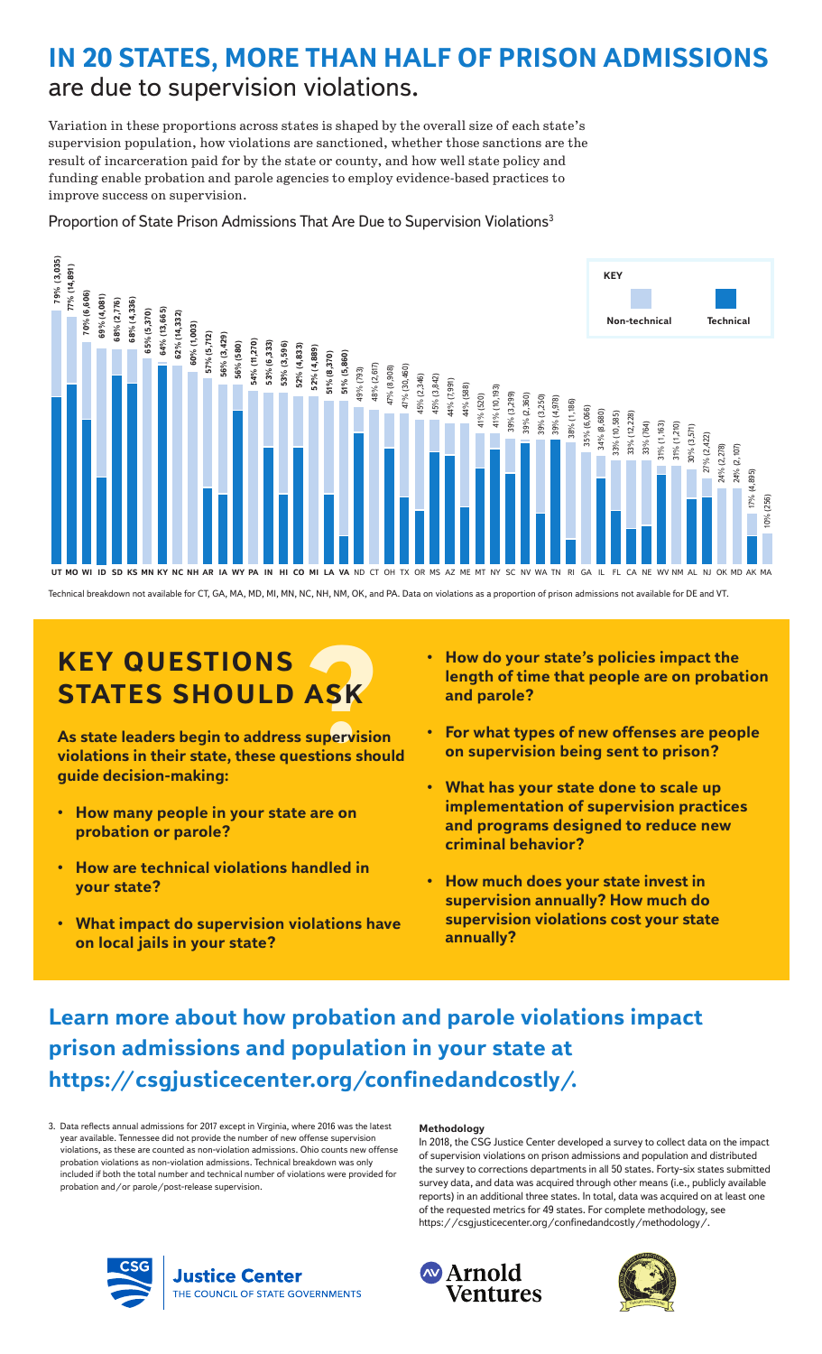# IN 20 STATES, MORE THAN HALF OF PRISON ADMISSIONS are due to supervision violations.

Variation in these proportions across states is shaped by the overall size of each state's supervision population, how violations are sanctioned, whether those sanctions are the result of incarceration paid for by the state or county, and how well state policy and funding enable probation and parole agencies to employ evidence-based practices to improve success on supervision.

Proportion of State Prison Admissions That Are Due to Supervision Violations[3]

KEY
Non-technical
Technical

79% (3,035)
77% (14,891)
70% (6,606)
69% (4,081)
68% (2,776)
68% (4,336)
65% (5,370)
64% (13,665)
62% (14,332)
60% (1,003)
57% (5,712)
56% (3,429)
56% (580)
54% (11,270)
53% (6,333)
53% (3,596)
52% (4,833)
52% (4,889)
51% (8,370)
51% (5,860)
49% (793)
48% (2,617)
47% (8,908)
47% (30,460)
45% (2,346)
45% (3,842)
44% (7,991)
44% (588)
41% (520)
41% (10,193)
39% (3,299)
39% (2,360)
39% (3,250)
39% (4,978)
38% (1,186)
35% (6,066)
34% (8,680)
33% (10,585)
33% (12,228)
33% (764)
31% (1,163)
31% (1,210)
30% (3,571)
27% (2,422)
24% (2,278)
24% (2,107)
17% (4,895)
10% (256)

UT MO WI ID SD KS MN KY NC NH AR IA WY PA IN HI CO MI LA VA ND CT OH TX OR MS AZ ME MT NY SC NV WA TN RI GA IL FL CA NE WV NM AL NJ OK MD AK MA

Technical breakdown not available for CT, GA, MA, MD, MI, MN, NC, NH, NM, OK, and PA. Data on violations as a proportion of prison admissions not available for DE and VT.

## KEY QUESTIONS STATES SHOULD ASK

**As state leaders begin to address supervision violations in their state, these questions should guide decision-making:**

- **How many people in your state are on probation or parole?**
- **How are technical violations handled in your state?**
- **What impact do supervision violations have on local jails in your state?**
- **How do your state's policies impact the length of time that people are on probation and parole?**
- **For what types of new offenses are people on supervision being sent to prison?**
- **What has your state done to scale up implementation of supervision practices and programs designed to reduce new criminal behavior?**
- **How much does your state invest in supervision annually? How much do supervision violations cost your state annually?**

## Learn more about how probation and parole violations impact prison admissions and population in your state at https://csgjusticecenter.org/confinedandcostly/.

3. Data reflects annual admissions for 2017 except in Virginia, where 2016 was the latest year available. Tennessee did not provide the number of new offense supervision violations, as these are counted as non-violation admissions. Ohio counts new offense probation violations as non-violation admissions. Technical breakdown was only included if both the total number and technical number of violations were provided for probation and/or parole/post-release supervision.

**Methodology**

In 2018, the CSG Justice Center developed a survey to collect data on the impact of supervision violations on prison admissions and population and distributed the survey to corrections departments in all 50 states. Forty-six states submitted survey data, and data was acquired through other means (i.e., publicly available reports) in an additional three states. In total, data was acquired on at least one of the requested metrics for 49 states. For complete methodology, see https://csgjusticecenter.org/confinedandcostly/methodology/.

CSG Justice Center THE COUNCIL OF STATE GOVERNMENTS

Arnold Ventures